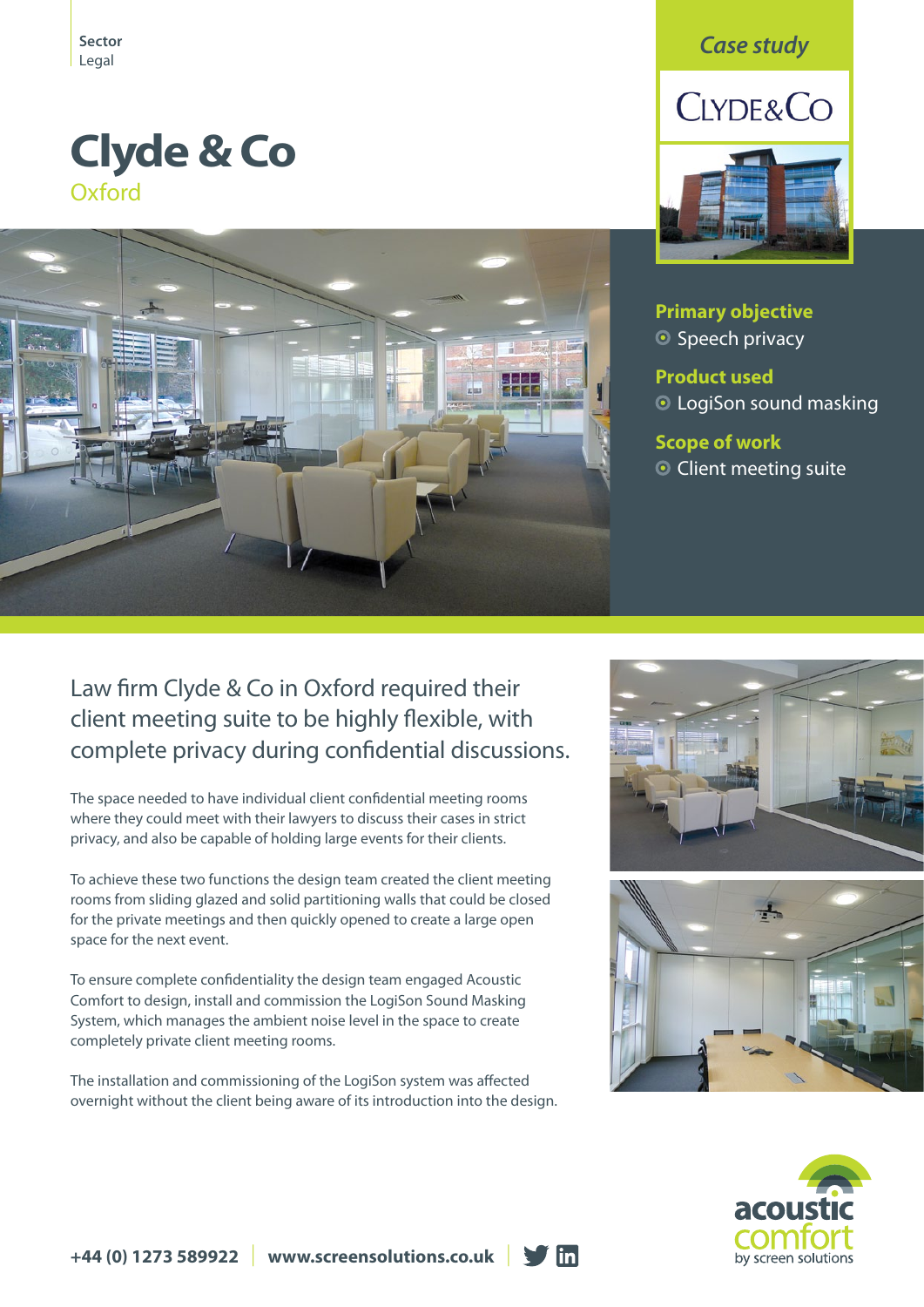Sector
Legal

# Clyde & Co

## Oxford

*Case study*

CLYDE&CO

### Primary objective

- Speech privacy

### Product used

- LogiSon sound masking

### Scope of work

- Client meeting suite

## Law firm Clyde & Co in Oxford required their client meeting suite to be highly flexible, with complete privacy during confidential discussions.

The space needed to have individual client confidential meeting rooms where they could meet with their lawyers to discuss their cases in strict privacy, and also be capable of holding large events for their clients.

To achieve these two functions the design team created the client meeting rooms from sliding glazed and solid partitioning walls that could be closed for the private meetings and then quickly opened to create a large open space for the next event.

To ensure complete confidentiality the design team engaged Acoustic Comfort to design, install and commission the LogiSon Sound Masking System, which manages the ambient noise level in the space to create completely private client meeting rooms.

The installation and commissioning of the LogiSon system was affected overnight without the client being aware of its introduction into the design.

**+44 (0) 1273 589922** | **www.screensolutions.co.uk**

acoustic comfort
by screen solutions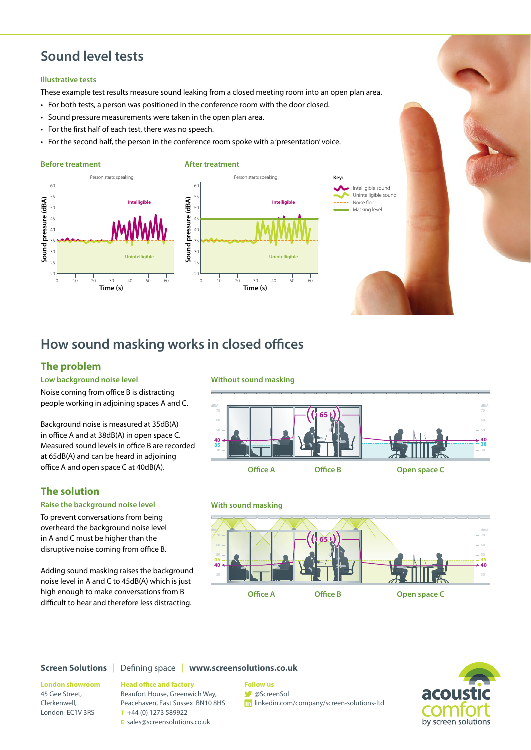## Sound level tests

### Illustrative tests

These example test results measure sound leaking from a closed meeting room into an open plan area.

- For both tests, a person was positioned in the conference room with the door closed.
- Sound pressure measurements were taken in the open plan area.
- For the first half of each test, there was no speech.
- For the second half, the person in the conference room spoke with a 'presentation' voice.

**Before treatment**

Person starts speaking
Intelligible
Unintelligible
Sound pressure (dBA)
60
55
50
45
40
35
30
25
20
0 10 20 30 40 50 60
Time (s)

**After treatment**

Person starts speaking
Intelligible
Unintelligible
Sound pressure (dBA)
60
55
50
45
40
35
30
25
20
0 10 20 30 40 50 60
Time (s)

**Key:**
Intelligible sound
Unintelligible sound
Noise floor
Masking level

## How sound masking works in closed offices

### The problem

**Low background noise level**

Noise coming from office B is distracting people working in adjoining spaces A and C.

Background noise is measured at 35dB(A) in office A and at 38dB(A) in open space C. Measured sound levels in office B are recorded at 65dB(A) and can be heard in adjoining office A and open space C at 40dB(A).

**Without sound masking**

dB(A) 70 60 50 40 35 30
65
dB(A) 70 60 50 40 38 30
Office A
Office B
Open space C

### The solution

**Raise the background noise level**

To prevent conversations from being overheard the background noise level in A and C must be higher than the disruptive noise coming from office B.

Adding sound masking raises the background noise level in A and C to 45dB(A) which is just high enough to make conversations from B difficult to hear and therefore less distracting.

**With sound masking**

dB(A) 70 60 50 45 40 30
65
dB(A) 70 60 50 45 40 30
Office A
Office B
Open space C

**Screen Solutions** | Defining space | **www.screensolutions.co.uk**

**London showroom**
45 Gee Street,
Clerkenwell,
London EC1V 3RS

**Head office and factory**
Beaufort House, Greenwich Way,
Peacehaven, East Sussex BN10 8HS
T +44 (0) 1273 589922
E sales@screensolutions.co.uk

**Follow us**
@ScreenSol
linkedin.com/company/screen-solutions-ltd

acoustic comfort by screen solutions